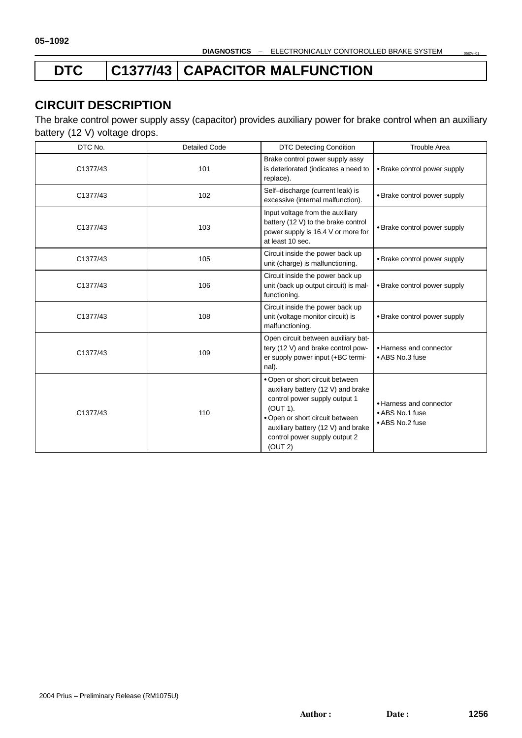# DTC C1377/43 CAPACITOR MALFUNCTION

## CIRCUIT DESCRIPTION

The brake control power supply assy (capacitor) provides auxiliary power for brake control when an auxiliary battery (12 V) voltage drops.

| DTC No. | Detailed Code | DTC Detecting Condition | Trouble Area |
|---|---|---|---|
| C1377/43 | 101 | Brake control power supply assy is deteriorated (indicates a need to replace). | • Brake control power supply |
| C1377/43 | 102 | Self–discharge (current leak) is excessive (internal malfunction). | • Brake control power supply |
| C1377/43 | 103 | Input voltage from the auxiliary battery (12 V) to the brake control power supply is 16.4 V or more for at least 10 sec. | • Brake control power supply |
| C1377/43 | 105 | Circuit inside the power back up unit (charge) is malfunctioning. | • Brake control power supply |
| C1377/43 | 106 | Circuit inside the power back up unit (back up output circuit) is malfunctioning. | • Brake control power supply |
| C1377/43 | 108 | Circuit inside the power back up unit (voltage monitor circuit) is malfunctioning. | • Brake control power supply |
| C1377/43 | 109 | Open circuit between auxiliary battery (12 V) and brake control power supply power input (+BC terminal). | • Harness and connector<br>• ABS No.3 fuse |
| C1377/43 | 110 | • Open or short circuit between auxiliary battery (12 V) and brake control power supply output 1 (OUT 1).<br>• Open or short circuit between auxiliary battery (12 V) and brake control power supply output 2 (OUT 2) | • Harness and connector<br>• ABS No.1 fuse<br>• ABS No.2 fuse |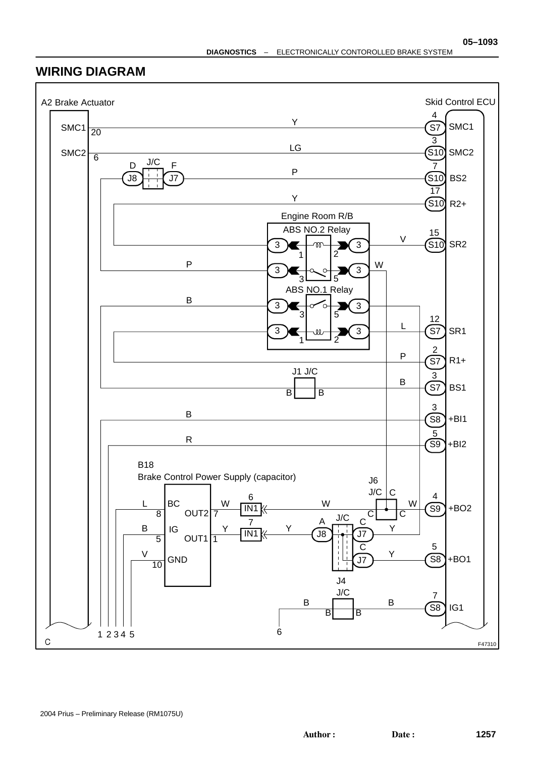## WIRING DIAGRAM

A2 Brake Actuator

Skid Control ECU

SMC1 20 — Y — 4 S7 SMC1

SMC2 6 — LG — 3 S10 SMC2

J8 D J/C F J7 — P — 7 S10 BS2

Y — 17 S10 R2+

Engine Room R/B

ABS NO.2 Relay

V — 15 S10 SR2

P — W

ABS NO.1 Relay

B

L — 12 S7 SR1

P — 2 S7 R1+

J1 J/C

B — 3 S7 BS1

B B

B — 3 S8 +BI1

R — 5 S9 +BI2

B18

Brake Control Power Supply (capacitor)

J6 J/C C

L 8 BC OUT2 7 W 6 IN1 W — W 4 S9 +BO2

B 5 IG OUT1 1 Y 7 IN1 Y A J8 J/C C J7 Y

V 10 GND

C J7 Y — 5 S8 +BO1

J4 J/C

B B — B 7 S8 IG1

6

1 2 3 4 5

C

F47310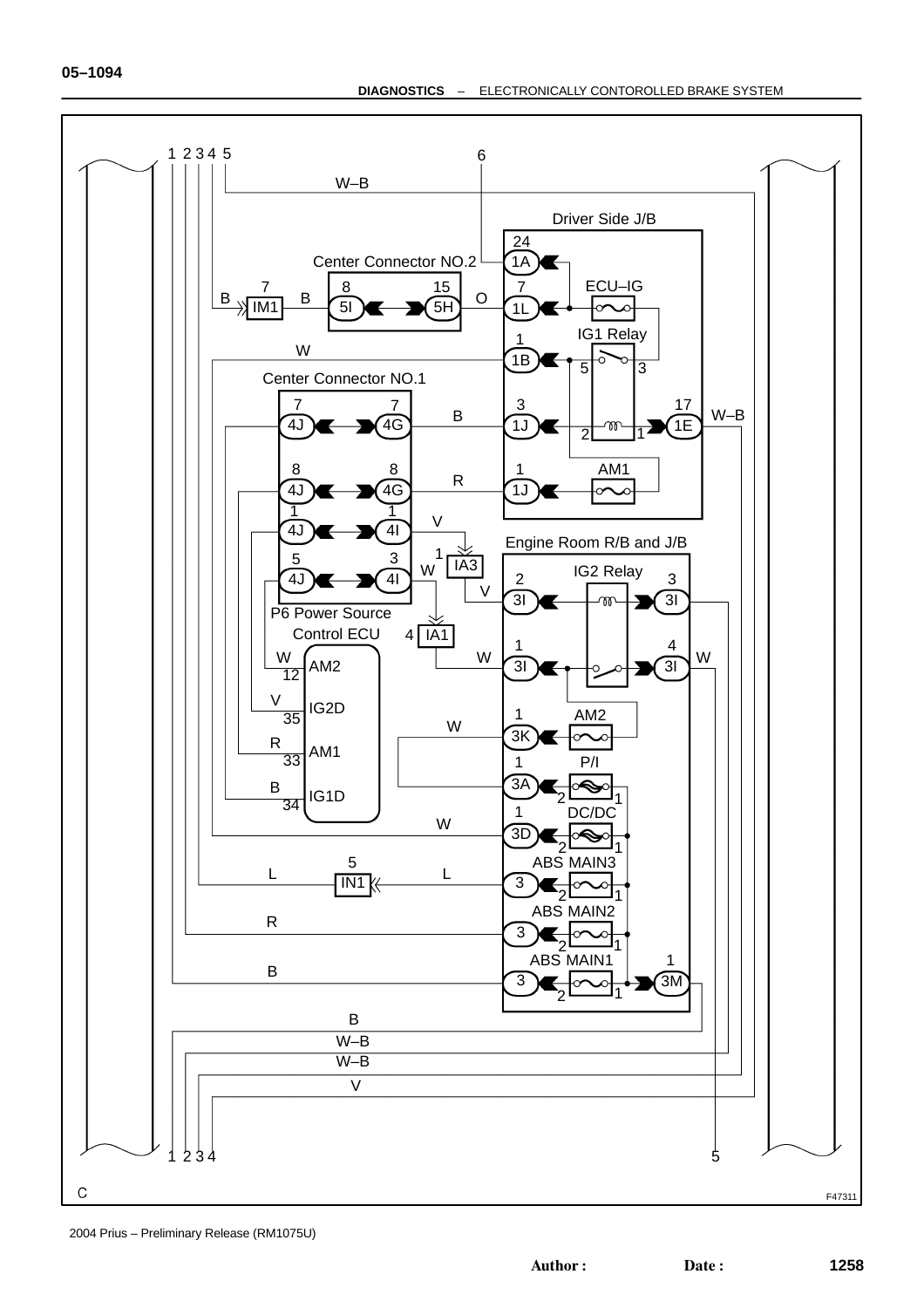Driver Side J/B

Center Connector NO.2

ECU–IG

IG1 Relay

Center Connector NO.1

AM1

Engine Room R/B and J/B

IG2 Relay

P6 Power Source Control ECU

AM2

IG2D

AM1

IG1D

AM2

P/I

DC/DC

ABS MAIN3

ABS MAIN2

ABS MAIN1

W–B

B

O

W

V

R

L

1A

1L

1B

1J

1E

4J

4G

4I

IA3

IA1

IM1

5I

5H

3I

3K

3A

3D

IN1

3

3M

C

F47311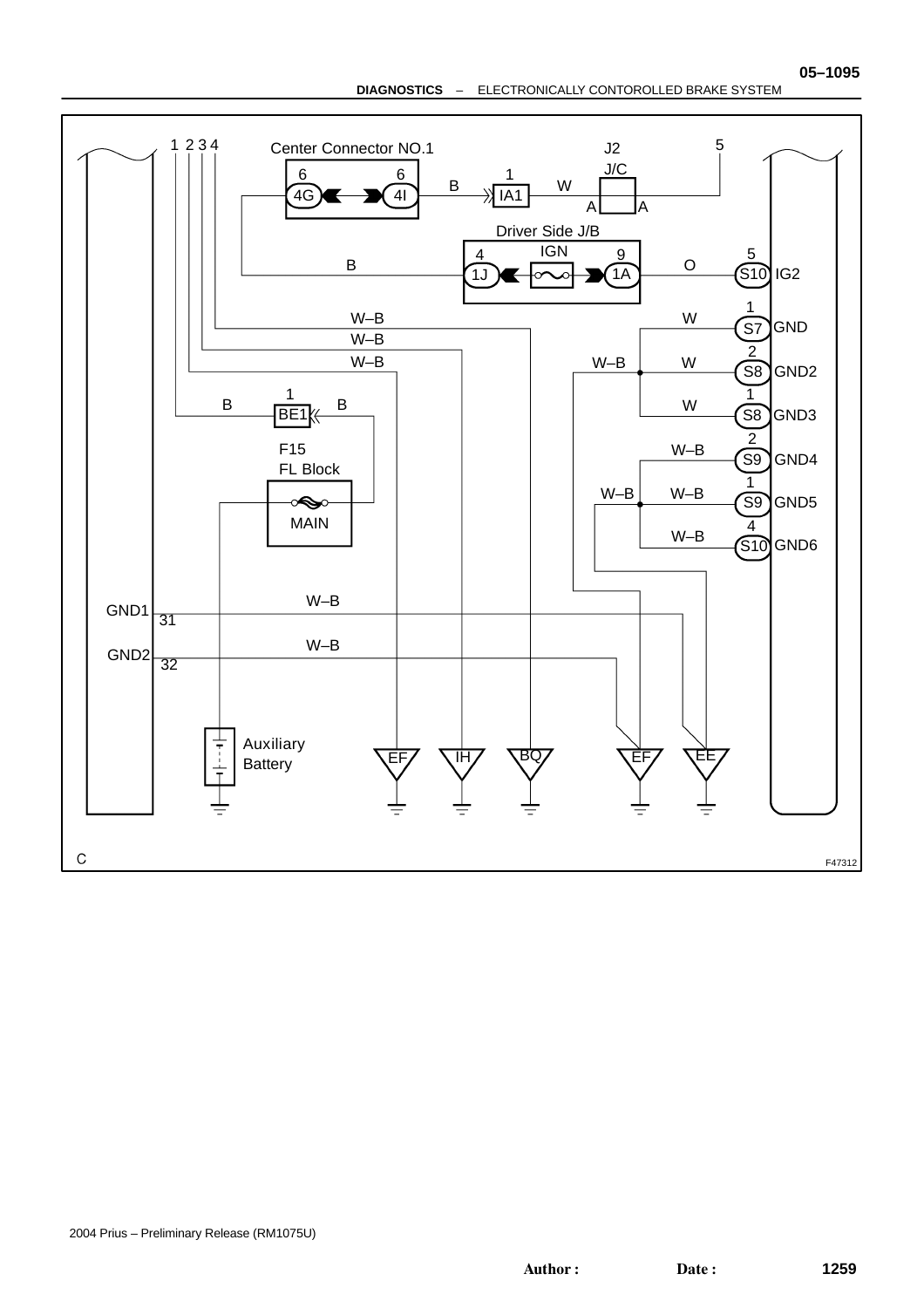Center Connector NO.1

J2

J/C

Driver Side J/B

IGN

F15

FL Block

MAIN

Auxiliary Battery

GND1 31

GND2 32

IG2 (S10 5)

GND (S7 1)

GND2 (S8 2)

GND3 (S8 1)

GND4 (S9 2)

GND5 (S9 1)

GND6 (S10 4)

EF IH BQ EF EE

C

F47312

2004 Prius – Preliminary Release (RM1075U)

Author : Date :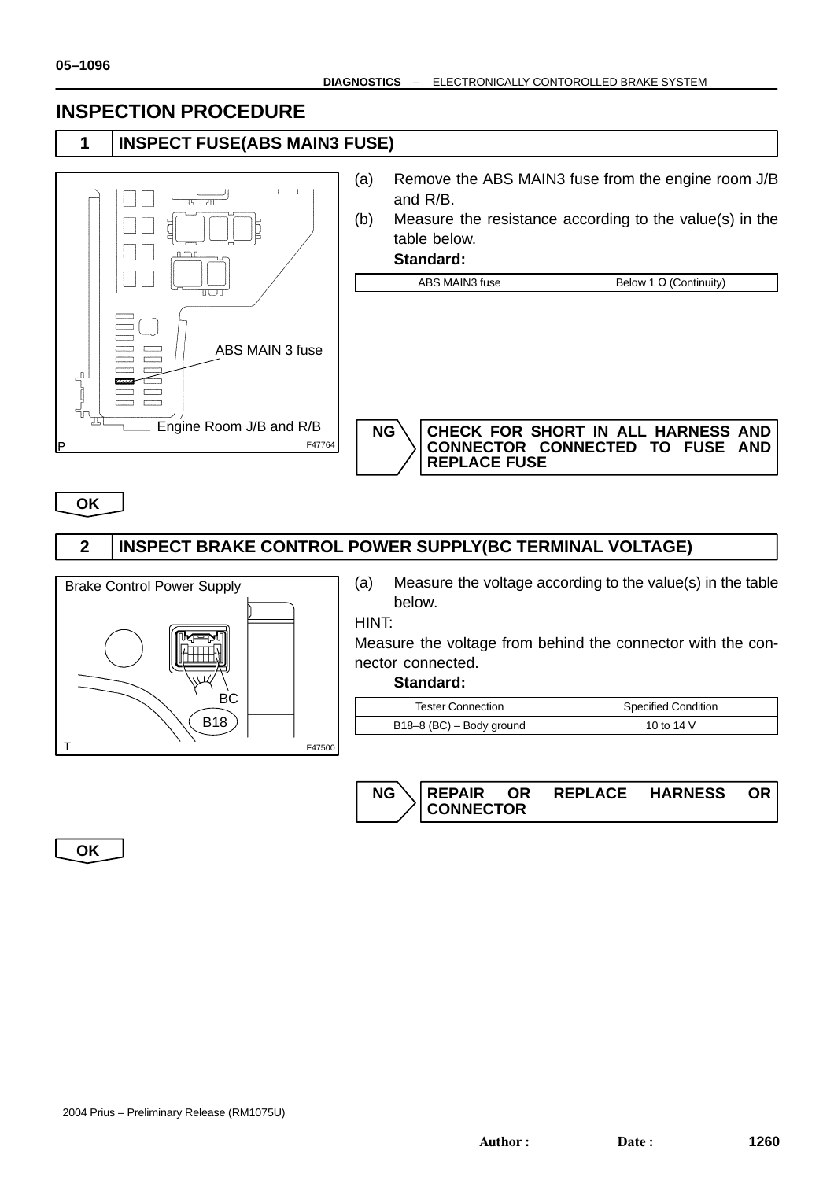## INSPECTION PROCEDURE

### 1 INSPECT FUSE(ABS MAIN3 FUSE)

ABS MAIN 3 fuse

Engine Room J/B and R/B

P F47764

(a) Remove the ABS MAIN3 fuse from the engine room J/B and R/B.

(b) Measure the resistance according to the value(s) in the table below.

**Standard:**

| ABS MAIN3 fuse | Below 1 Ω (Continuity) |
|---|---|

**NG** → **CHECK FOR SHORT IN ALL HARNESS AND CONNECTOR CONNECTED TO FUSE AND REPLACE FUSE**

**OK**

### 2 INSPECT BRAKE CONTROL POWER SUPPLY(BC TERMINAL VOLTAGE)

Brake Control Power Supply

BC

B18

T F47500

(a) Measure the voltage according to the value(s) in the table below.

HINT:

Measure the voltage from behind the connector with the connector connected.

**Standard:**

| Tester Connection | Specified Condition |
|---|---|
| B18–8 (BC) – Body ground | 10 to 14 V |

**NG** → **REPAIR OR REPLACE HARNESS OR CONNECTOR**

**OK**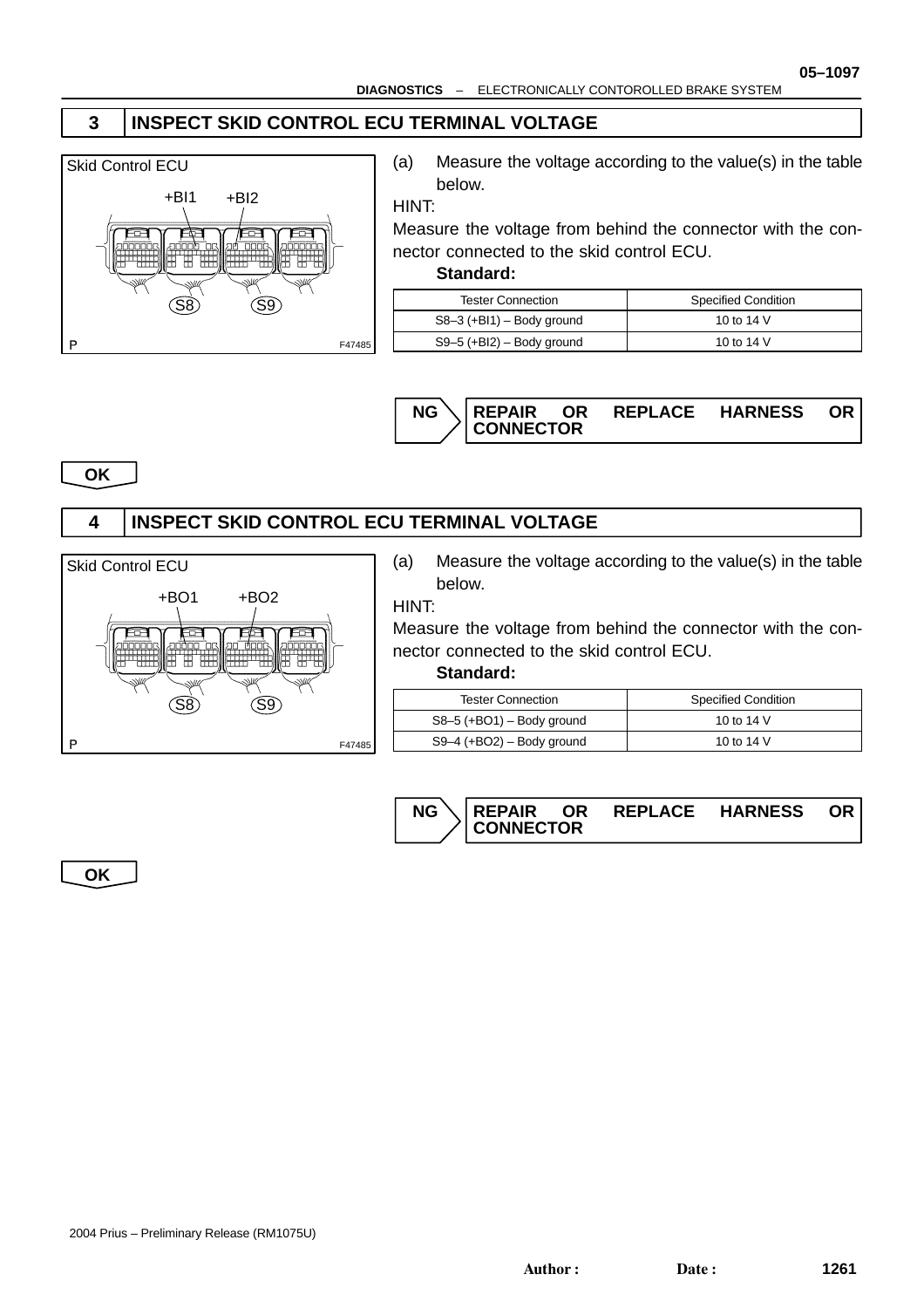## 3 INSPECT SKID CONTROL ECU TERMINAL VOLTAGE

Skid Control ECU

+BI1 +BI2

S8 S9

P F47485

(a) Measure the voltage according to the value(s) in the table below.

HINT:

Measure the voltage from behind the connector with the connector connected to the skid control ECU.

**Standard:**

| Tester Connection | Specified Condition |
|---|---|
| S8–3 (+BI1) – Body ground | 10 to 14 V |
| S9–5 (+BI2) – Body ground | 10 to 14 V |

**NG** → **REPAIR OR REPLACE HARNESS OR CONNECTOR**

**OK**

## 4 INSPECT SKID CONTROL ECU TERMINAL VOLTAGE

Skid Control ECU

+BO1 +BO2

S8 S9

P F47485

(a) Measure the voltage according to the value(s) in the table below.

HINT:

Measure the voltage from behind the connector with the connector connected to the skid control ECU.

**Standard:**

| Tester Connection | Specified Condition |
|---|---|
| S8–5 (+BO1) – Body ground | 10 to 14 V |
| S9–4 (+BO2) – Body ground | 10 to 14 V |

**NG** → **REPAIR OR REPLACE HARNESS OR CONNECTOR**

**OK**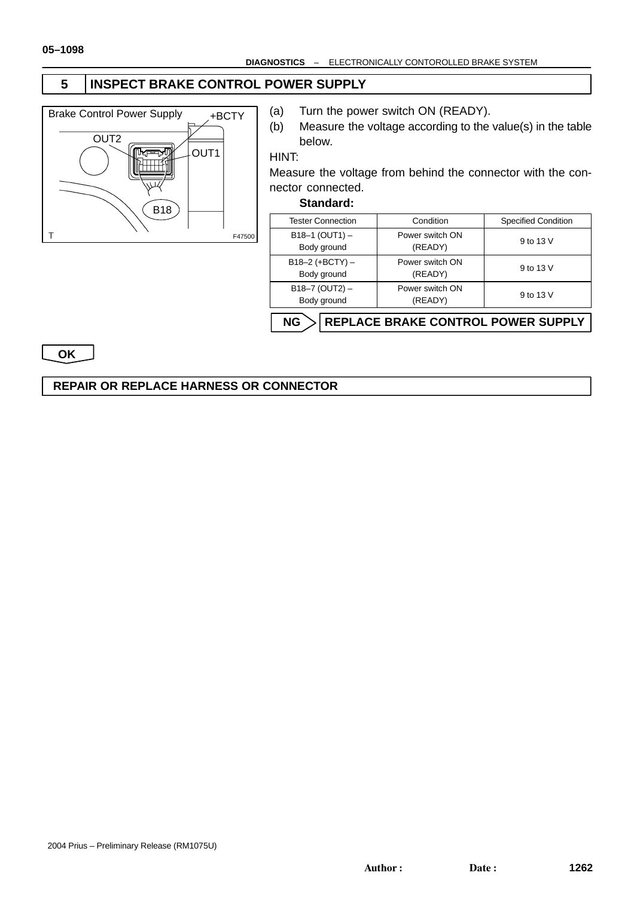## 5 INSPECT BRAKE CONTROL POWER SUPPLY

Brake Control Power Supply
+BCTY
OUT2
OUT1
B18
T
F47500

(a) Turn the power switch ON (READY).
(b) Measure the voltage according to the value(s) in the table below.

HINT:
Measure the voltage from behind the connector with the connector connected.

**Standard:**

| Tester Connection | Condition | Specified Condition |
|---|---|---|
| B18–1 (OUT1) – Body ground | Power switch ON (READY) | 9 to 13 V |
| B18–2 (+BCTY) – Body ground | Power switch ON (READY) | 9 to 13 V |
| B18–7 (OUT2) – Body ground | Power switch ON (READY) | 9 to 13 V |

**NG** → **REPLACE BRAKE CONTROL POWER SUPPLY**

**OK**

**REPAIR OR REPLACE HARNESS OR CONNECTOR**